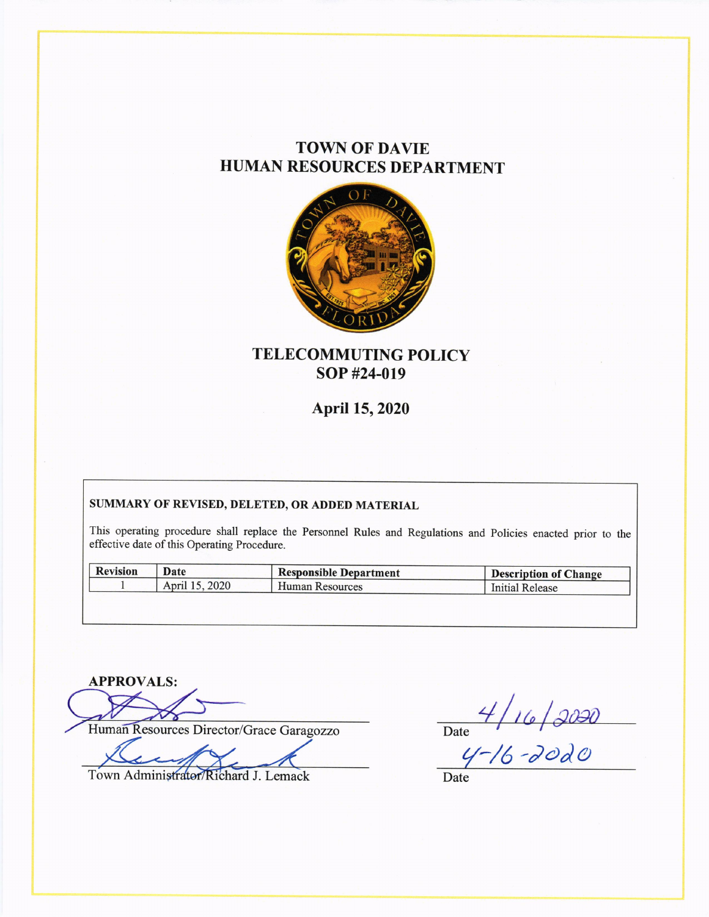# TOWN OF DAVIE
# HUMAN RESOURCES DEPARTMENT

## TELECOMMUTING POLICY
## SOP #24-019

### April 15, 2020

**SUMMARY OF REVISED, DELETED, OR ADDED MATERIAL**

This operating procedure shall replace the Personnel Rules and Regulations and Policies enacted prior to the effective date of this Operating Procedure.

| Revision | Date | Responsible Department | Description of Change |
| --- | --- | --- | --- |
| 1 | April 15, 2020 | Human Resources | Initial Release |

**APPROVALS:**

Human Resources Director/Grace Garagozzo — Date 4/16/2020

Town Administrator/Richard J. Lemack — Date 4-16-2020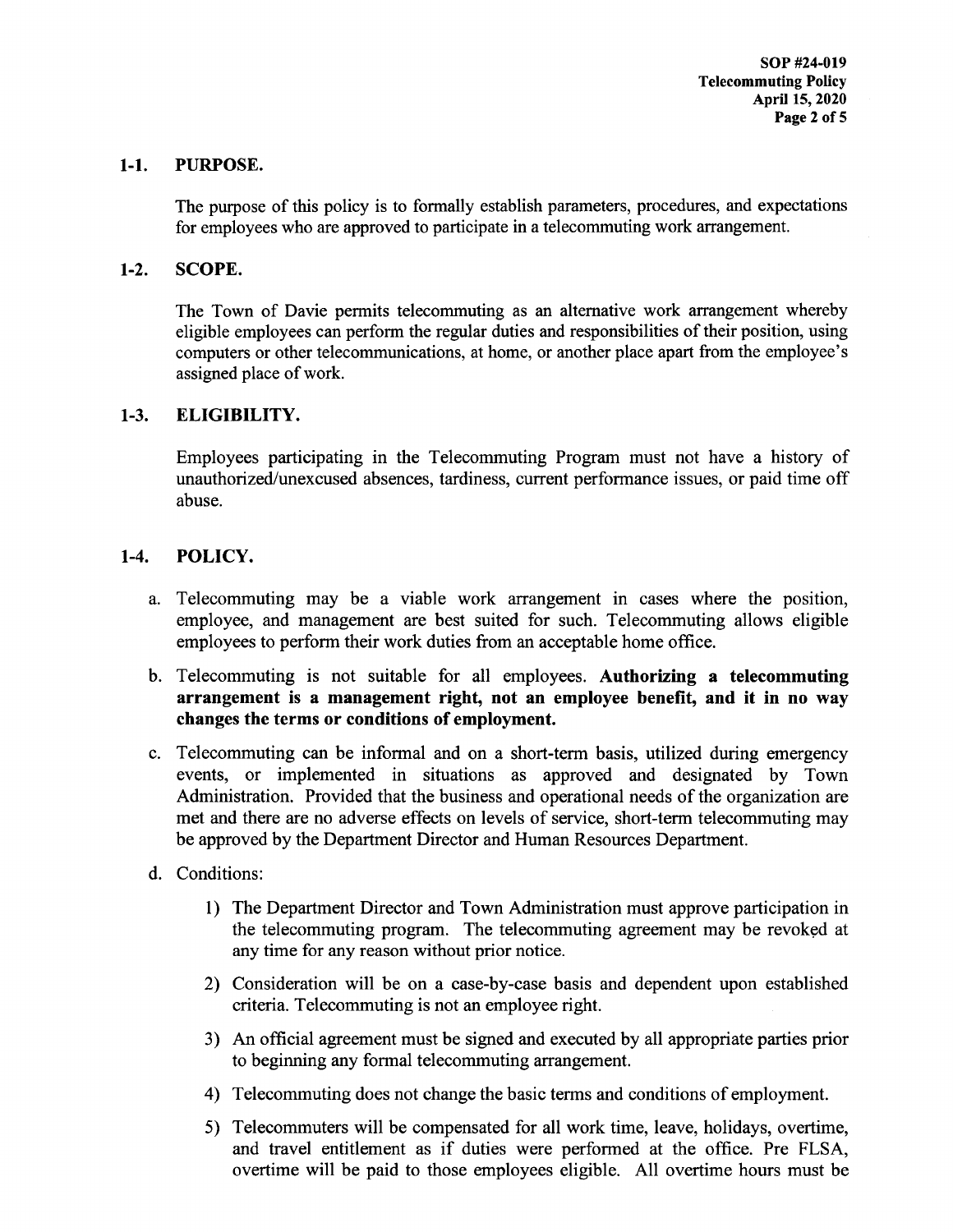## 1-1. PURPOSE.

The purpose of this policy is to formally establish parameters, procedures, and expectations for employees who are approved to participate in a telecommuting work arrangement.

## 1-2. SCOPE.

The Town of Davie permits telecommuting as an alternative work arrangement whereby eligible employees can perform the regular duties and responsibilities of their position, using computers or other telecommunications, at home, or another place apart from the employee's assigned place of work.

## 1-3. ELIGIBILITY.

Employees participating in the Telecommuting Program must not have a history of unauthorized/unexcused absences, tardiness, current performance issues, or paid time off abuse.

## 1-4. POLICY.

a. Telecommuting may be a viable work arrangement in cases where the position, employee, and management are best suited for such. Telecommuting allows eligible employees to perform their work duties from an acceptable home office.

b. Telecommuting is not suitable for all employees. **Authorizing a telecommuting arrangement is a management right, not an employee benefit, and it in no way changes the terms or conditions of employment.**

c. Telecommuting can be informal and on a short-term basis, utilized during emergency events, or implemented in situations as approved and designated by Town Administration. Provided that the business and operational needs of the organization are met and there are no adverse effects on levels of service, short-term telecommuting may be approved by the Department Director and Human Resources Department.

d. Conditions:

1) The Department Director and Town Administration must approve participation in the telecommuting program. The telecommuting agreement may be revoked at any time for any reason without prior notice.

2) Consideration will be on a case-by-case basis and dependent upon established criteria. Telecommuting is not an employee right.

3) An official agreement must be signed and executed by all appropriate parties prior to beginning any formal telecommuting arrangement.

4) Telecommuting does not change the basic terms and conditions of employment.

5) Telecommuters will be compensated for all work time, leave, holidays, overtime, and travel entitlement as if duties were performed at the office. Pre FLSA, overtime will be paid to those employees eligible. All overtime hours must be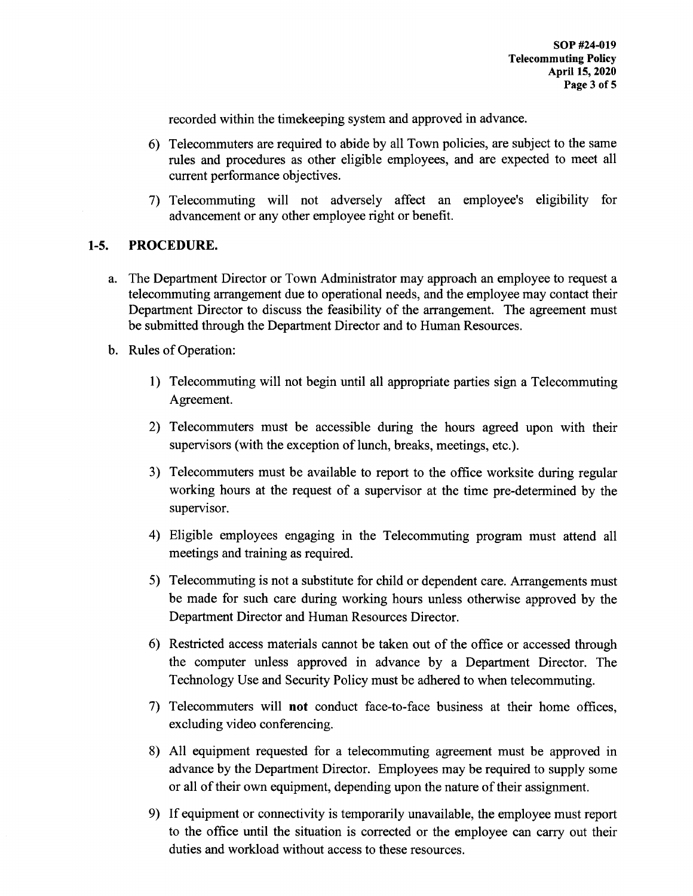recorded within the timekeeping system and approved in advance.

6) Telecommuters are required to abide by all Town policies, are subject to the same rules and procedures as other eligible employees, and are expected to meet all current performance objectives.

7) Telecommuting will not adversely affect an employee's eligibility for advancement or any other employee right or benefit.

## 1-5. PROCEDURE.

a. The Department Director or Town Administrator may approach an employee to request a telecommuting arrangement due to operational needs, and the employee may contact their Department Director to discuss the feasibility of the arrangement. The agreement must be submitted through the Department Director and to Human Resources.

b. Rules of Operation:

1) Telecommuting will not begin until all appropriate parties sign a Telecommuting Agreement.

2) Telecommuters must be accessible during the hours agreed upon with their supervisors (with the exception of lunch, breaks, meetings, etc.).

3) Telecommuters must be available to report to the office worksite during regular working hours at the request of a supervisor at the time pre-determined by the supervisor.

4) Eligible employees engaging in the Telecommuting program must attend all meetings and training as required.

5) Telecommuting is not a substitute for child or dependent care. Arrangements must be made for such care during working hours unless otherwise approved by the Department Director and Human Resources Director.

6) Restricted access materials cannot be taken out of the office or accessed through the computer unless approved in advance by a Department Director. The Technology Use and Security Policy must be adhered to when telecommuting.

7) Telecommuters will **not** conduct face-to-face business at their home offices, excluding video conferencing.

8) All equipment requested for a telecommuting agreement must be approved in advance by the Department Director. Employees may be required to supply some or all of their own equipment, depending upon the nature of their assignment.

9) If equipment or connectivity is temporarily unavailable, the employee must report to the office until the situation is corrected or the employee can carry out their duties and workload without access to these resources.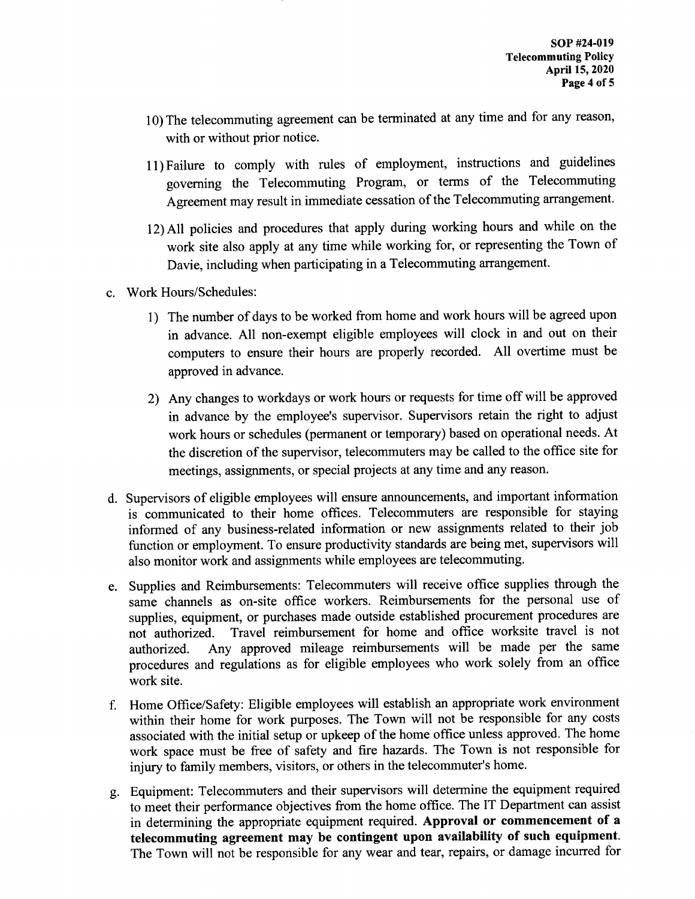10) The telecommuting agreement can be terminated at any time and for any reason, with or without prior notice.

11) Failure to comply with rules of employment, instructions and guidelines governing the Telecommuting Program, or terms of the Telecommuting Agreement may result in immediate cessation of the Telecommuting arrangement.

12) All policies and procedures that apply during working hours and while on the work site also apply at any time while working for, or representing the Town of Davie, including when participating in a Telecommuting arrangement.

c. Work Hours/Schedules:

   1) The number of days to be worked from home and work hours will be agreed upon in advance. All non-exempt eligible employees will clock in and out on their computers to ensure their hours are properly recorded. All overtime must be approved in advance.

   2) Any changes to workdays or work hours or requests for time off will be approved in advance by the employee's supervisor. Supervisors retain the right to adjust work hours or schedules (permanent or temporary) based on operational needs. At the discretion of the supervisor, telecommuters may be called to the office site for meetings, assignments, or special projects at any time and any reason.

d. Supervisors of eligible employees will ensure announcements, and important information is communicated to their home offices. Telecommuters are responsible for staying informed of any business-related information or new assignments related to their job function or employment. To ensure productivity standards are being met, supervisors will also monitor work and assignments while employees are telecommuting.

e. Supplies and Reimbursements: Telecommuters will receive office supplies through the same channels as on-site office workers. Reimbursements for the personal use of supplies, equipment, or purchases made outside established procurement procedures are not authorized. Travel reimbursement for home and office worksite travel is not authorized. Any approved mileage reimbursements will be made per the same procedures and regulations as for eligible employees who work solely from an office work site.

f. Home Office/Safety: Eligible employees will establish an appropriate work environment within their home for work purposes. The Town will not be responsible for any costs associated with the initial setup or upkeep of the home office unless approved. The home work space must be free of safety and fire hazards. The Town is not responsible for injury to family members, visitors, or others in the telecommuter's home.

g. Equipment: Telecommuters and their supervisors will determine the equipment required to meet their performance objectives from the home office. The IT Department can assist in determining the appropriate equipment required. **Approval or commencement of a telecommuting agreement may be contingent upon availability of such equipment.** The Town will not be responsible for any wear and tear, repairs, or damage incurred for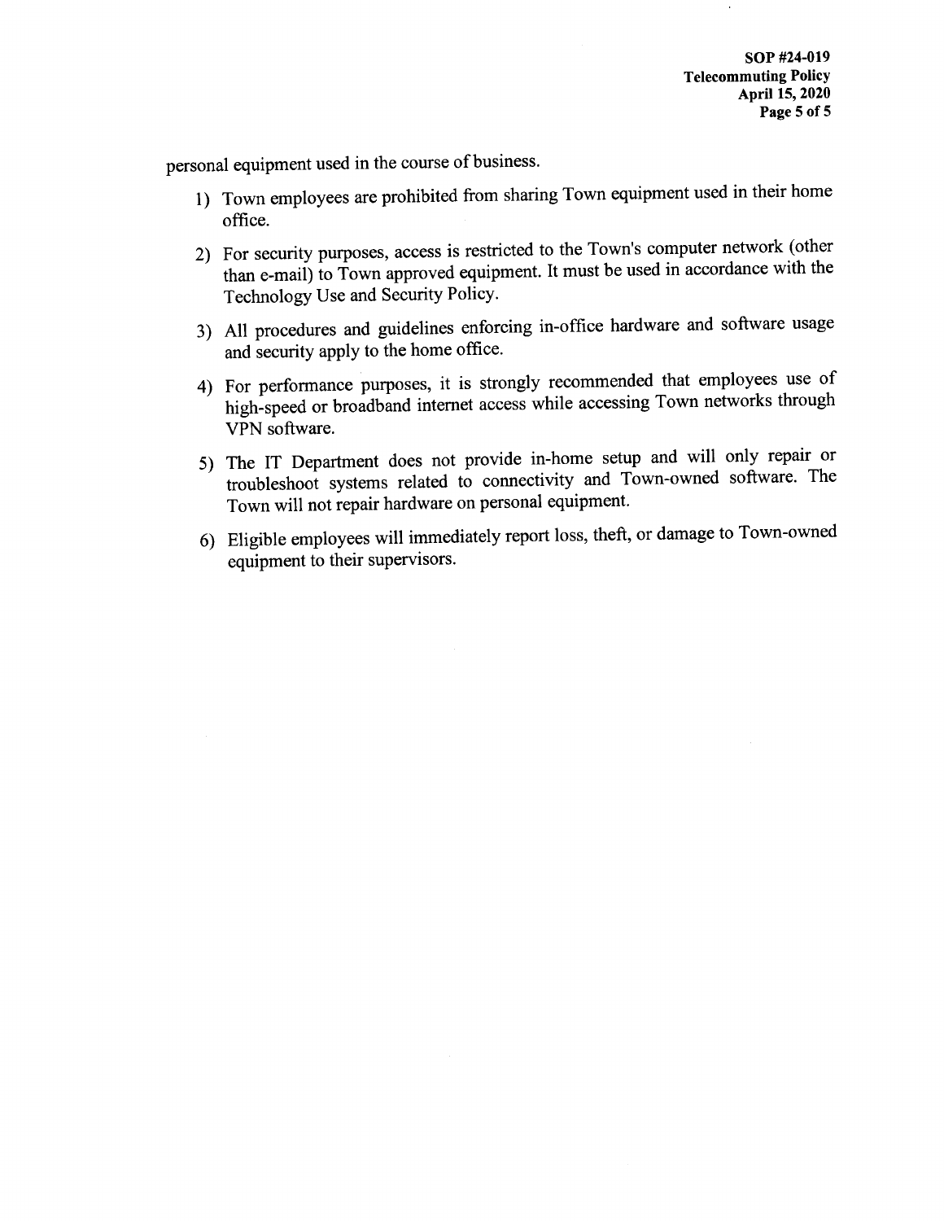personal equipment used in the course of business.

1) Town employees are prohibited from sharing Town equipment used in their home office.
2) For security purposes, access is restricted to the Town's computer network (other than e-mail) to Town approved equipment. It must be used in accordance with the Technology Use and Security Policy.
3) All procedures and guidelines enforcing in-office hardware and software usage and security apply to the home office.
4) For performance purposes, it is strongly recommended that employees use of high-speed or broadband internet access while accessing Town networks through VPN software.
5) The IT Department does not provide in-home setup and will only repair or troubleshoot systems related to connectivity and Town-owned software. The Town will not repair hardware on personal equipment.
6) Eligible employees will immediately report loss, theft, or damage to Town-owned equipment to their supervisors.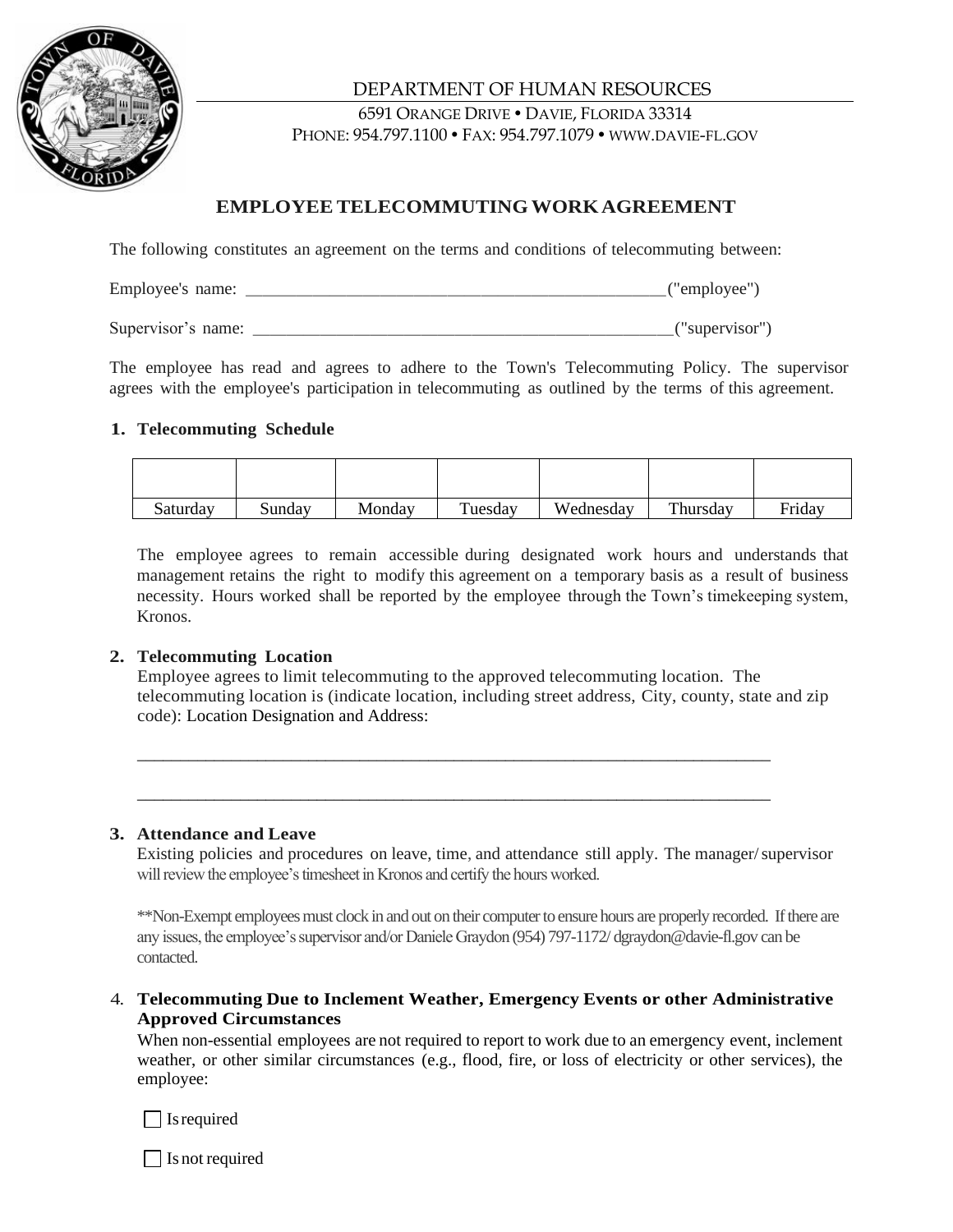DEPARTMENT OF HUMAN RESOURCES

6591 ORANGE DRIVE • DAVIE, FLORIDA 33314
PHONE: 954.797.1100 • FAX: 954.797.1079 • WWW.DAVIE-FL.GOV

## EMPLOYEE TELECOMMUTING WORK AGREEMENT

The following constitutes an agreement on the terms and conditions of telecommuting between:

Employee's name: ___________________________________________________("employee")

Supervisor's name: ___________________________________________________("supervisor")

The employee has read and agrees to adhere to the Town's Telecommuting Policy. The supervisor agrees with the employee's participation in telecommuting as outlined by the terms of this agreement.

### 1. Telecommuting Schedule

| | | | | | | |
|---|---|---|---|---|---|---|
| | | | | | | |
| Saturday | Sunday | Monday | Tuesday | Wednesday | Thursday | Friday |

The employee agrees to remain accessible during designated work hours and understands that management retains the right to modify this agreement on a temporary basis as a result of business necessity. Hours worked shall be reported by the employee through the Town's timekeeping system, Kronos.

### 2. Telecommuting Location

Employee agrees to limit telecommuting to the approved telecommuting location. The telecommuting location is (indicate location, including street address, City, county, state and zip code): Location Designation and Address:

_________________________________________________________________________

_________________________________________________________________________

### 3. Attendance and Leave

Existing policies and procedures on leave, time, and attendance still apply. The manager/supervisor will review the employee's timesheet in Kronos and certify the hours worked.

**Non-Exempt employees must clock in and out on their computer to ensure hours are properly recorded. If there are any issues, the employee's supervisor and/or Daniele Graydon (954) 797-1172/ dgraydon@davie-fl.gov can be contacted.

### 4. Telecommuting Due to Inclement Weather, Emergency Events or other Administrative Approved Circumstances

When non-essential employees are not required to report to work due to an emergency event, inclement weather, or other similar circumstances (e.g., flood, fire, or loss of electricity or other services), the employee:

☐ Is required

☐ Is not required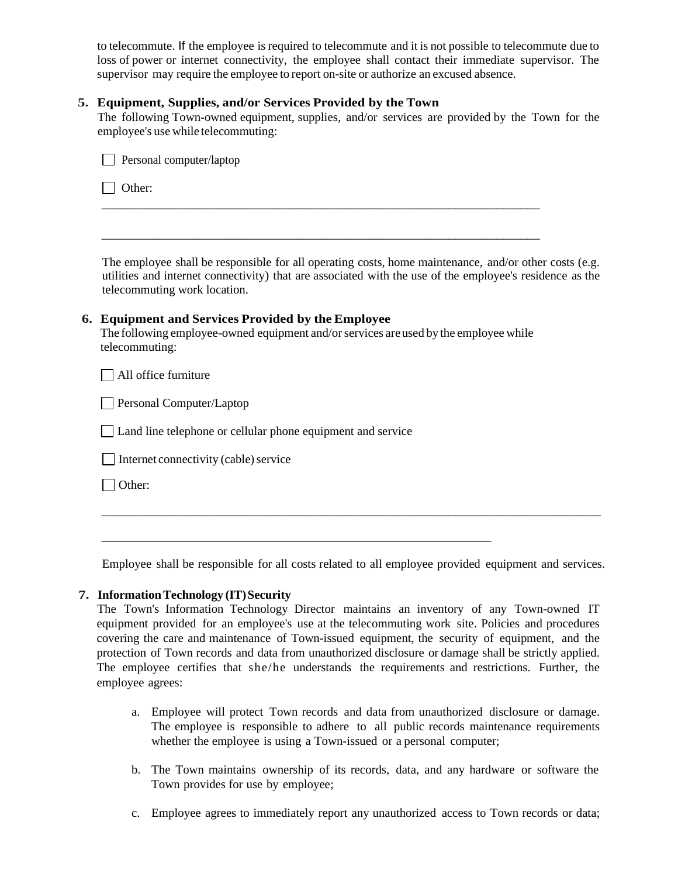to telecommute. If the employee is required to telecommute and it is not possible to telecommute due to loss of power or internet connectivity, the employee shall contact their immediate supervisor. The supervisor may require the employee to report on-site or authorize an excused absence.

5. **Equipment, Supplies, and/or Services Provided by the Town**

The following Town-owned equipment, supplies, and/or services are provided by the Town for the employee's use while telecommuting:

☐ Personal computer/laptop

☐ Other:

\_\_\_\_\_\_\_\_\_\_\_\_\_\_\_\_\_\_\_\_\_\_\_\_\_\_\_\_\_\_\_\_\_\_\_\_\_\_\_\_\_\_\_\_\_\_\_\_\_\_\_\_\_\_\_\_\_\_\_\_\_\_\_\_\_\_\_\_\_\_\_\_

\_\_\_\_\_\_\_\_\_\_\_\_\_\_\_\_\_\_\_\_\_\_\_\_\_\_\_\_\_\_\_\_\_\_\_\_\_\_\_\_\_\_\_\_\_\_\_\_\_\_\_\_\_\_\_\_\_\_\_\_\_\_\_\_\_\_\_\_\_\_\_\_

The employee shall be responsible for all operating costs, home maintenance, and/or other costs (e.g. utilities and internet connectivity) that are associated with the use of the employee's residence as the telecommuting work location.

6. **Equipment and Services Provided by the Employee**

The following employee-owned equipment and/or services are used by the employee while telecommuting:

☐ All office furniture

☐ Personal Computer/Laptop

☐ Land line telephone or cellular phone equipment and service

☐ Internet connectivity (cable) service

☐ Other:

\_\_\_\_\_\_\_\_\_\_\_\_\_\_\_\_\_\_\_\_\_\_\_\_\_\_\_\_\_\_\_\_\_\_\_\_\_\_\_\_\_\_\_\_\_\_\_\_\_\_\_\_\_\_\_\_\_\_\_\_\_\_\_\_\_\_\_\_\_\_\_\_\_\_\_\_\_\_\_\_\_\_

\_\_\_\_\_\_\_\_\_\_\_\_\_\_\_\_\_\_\_\_\_\_\_\_\_\_\_\_\_\_\_\_\_\_\_\_\_\_\_\_\_\_\_\_\_\_\_\_\_\_\_\_\_\_\_\_\_\_\_\_\_\_\_\_

Employee shall be responsible for all costs related to all employee provided equipment and services.

7. **Information Technology (IT) Security**

The Town's Information Technology Director maintains an inventory of any Town-owned IT equipment provided for an employee's use at the telecommuting work site. Policies and procedures covering the care and maintenance of Town-issued equipment, the security of equipment, and the protection of Town records and data from unauthorized disclosure or damage shall be strictly applied. The employee certifies that she/he understands the requirements and restrictions. Further, the employee agrees:

a. Employee will protect Town records and data from unauthorized disclosure or damage. The employee is responsible to adhere to all public records maintenance requirements whether the employee is using a Town-issued or a personal computer;

b. The Town maintains ownership of its records, data, and any hardware or software the Town provides for use by employee;

c. Employee agrees to immediately report any unauthorized access to Town records or data;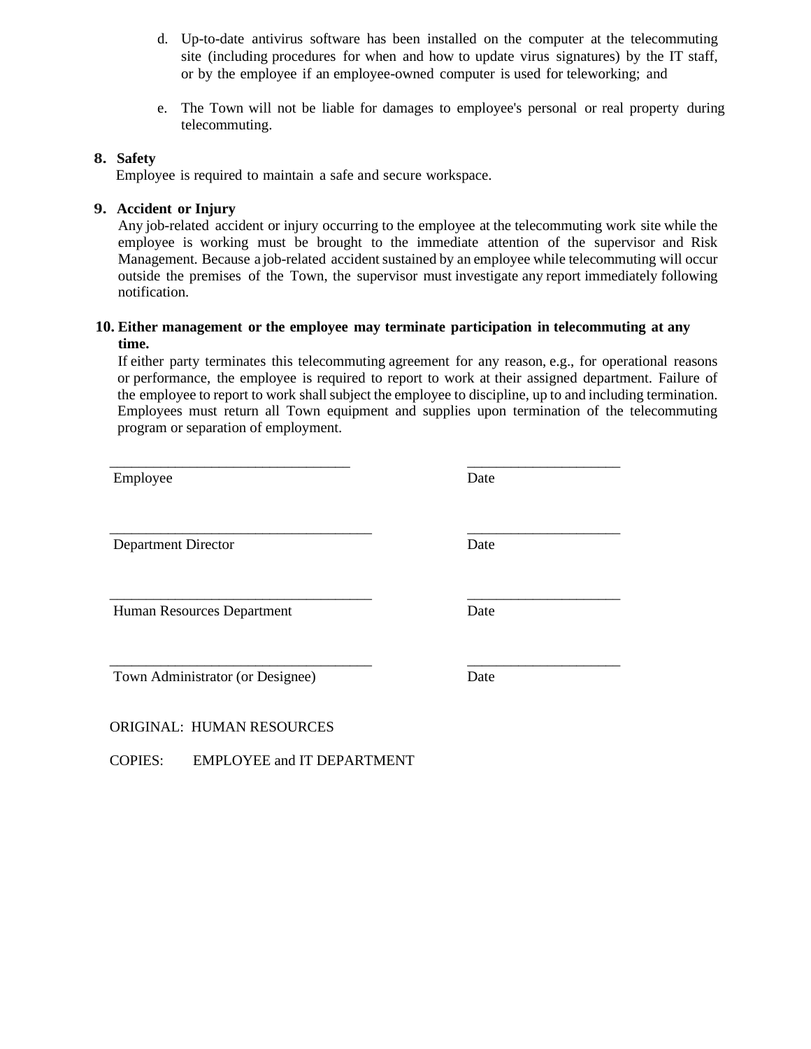d. Up-to-date antivirus software has been installed on the computer at the telecommuting site (including procedures for when and how to update virus signatures) by the IT staff, or by the employee if an employee-owned computer is used for teleworking; and

e. The Town will not be liable for damages to employee's personal or real property during telecommuting.

**8. Safety**

Employee is required to maintain a safe and secure workspace.

**9. Accident or Injury**

Any job-related accident or injury occurring to the employee at the telecommuting work site while the employee is working must be brought to the immediate attention of the supervisor and Risk Management. Because a job-related accident sustained by an employee while telecommuting will occur outside the premises of the Town, the supervisor must investigate any report immediately following notification.

**10. Either management or the employee may terminate participation in telecommuting at any time.**

If either party terminates this telecommuting agreement for any reason, e.g., for operational reasons or performance, the employee is required to report to work at their assigned department. Failure of the employee to report to work shall subject the employee to discipline, up to and including termination. Employees must return all Town equipment and supplies upon termination of the telecommuting program or separation of employment.

_________________________________ _____________________

Employee Date

_________________________________ _____________________

Department Director Date

_________________________________ _____________________

Human Resources Department Date

_________________________________ _____________________

Town Administrator (or Designee) Date

ORIGINAL: HUMAN RESOURCES

COPIES: EMPLOYEE and IT DEPARTMENT